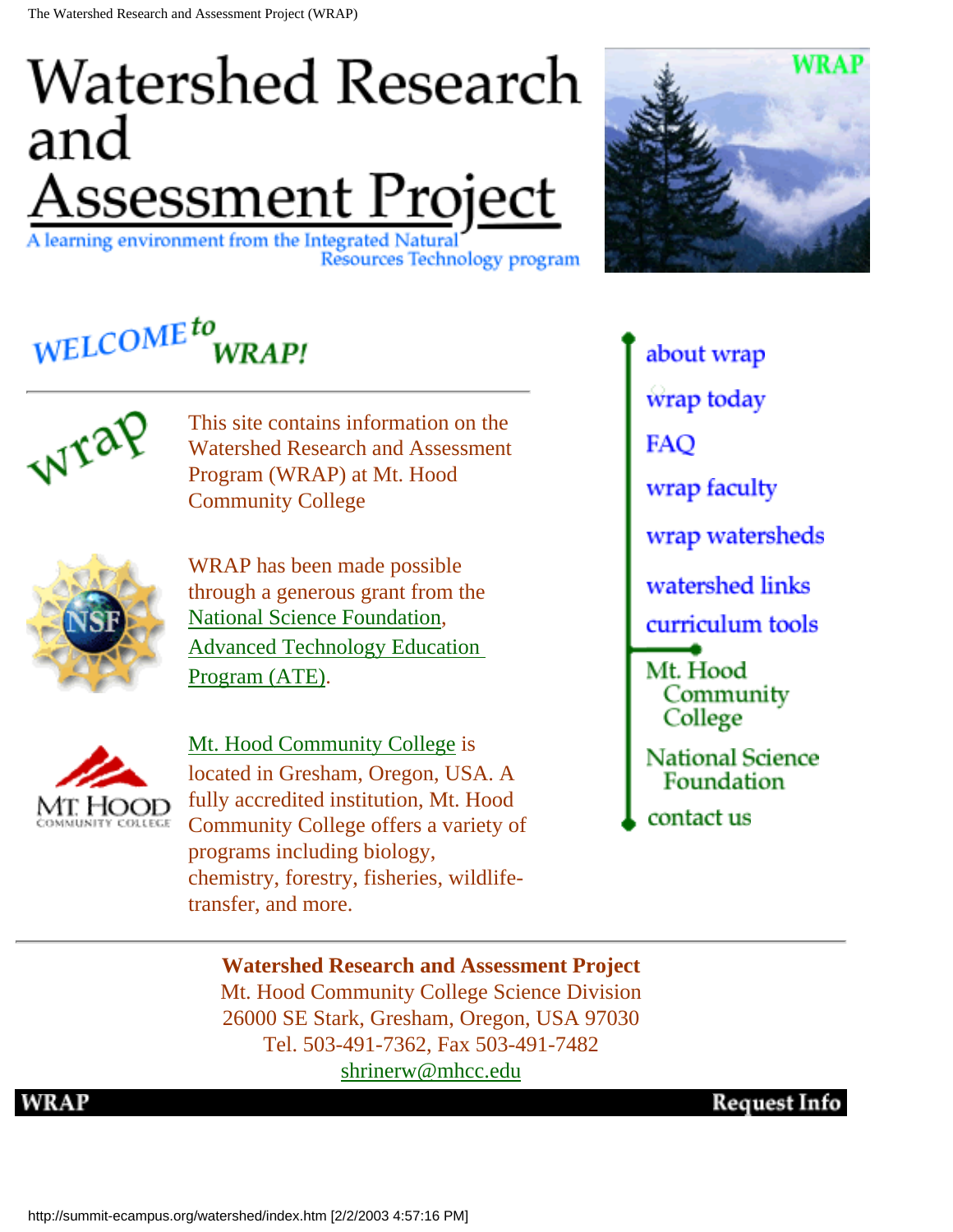# Watershed Research and Assessment Project

A learning environment from the Integrated Natural Resources Technology program

WRAP

## WELCOME to WRAP!

wrap

This site contains information on the Watershed Research and Assessment Program (WRAP) at Mt. Hood Community College

WRAP has been made possible through a generous grant from the National Science Foundation, Advanced Technology Education Program (ATE).

MT. HOOD COMMUNITY COLLEGE

Mt. Hood Community College is located in Gresham, Oregon, USA. A fully accredited institution, Mt. Hood Community College offers a variety of programs including biology, chemistry, forestry, fisheries, wildlife-transfer, and more.

- about wrap
- wrap today
- FAQ
- wrap faculty
- wrap watersheds
- watershed links
- curriculum tools
- Mt. Hood Community College
- National Science Foundation
- contact us

---

**Watershed Research and Assessment Project**
Mt. Hood Community College Science Division
26000 SE Stark, Gresham, Oregon, USA 97030
Tel. 503-491-7362, Fax 503-491-7482
shrinerw@mhcc.edu

WRAP | Request Info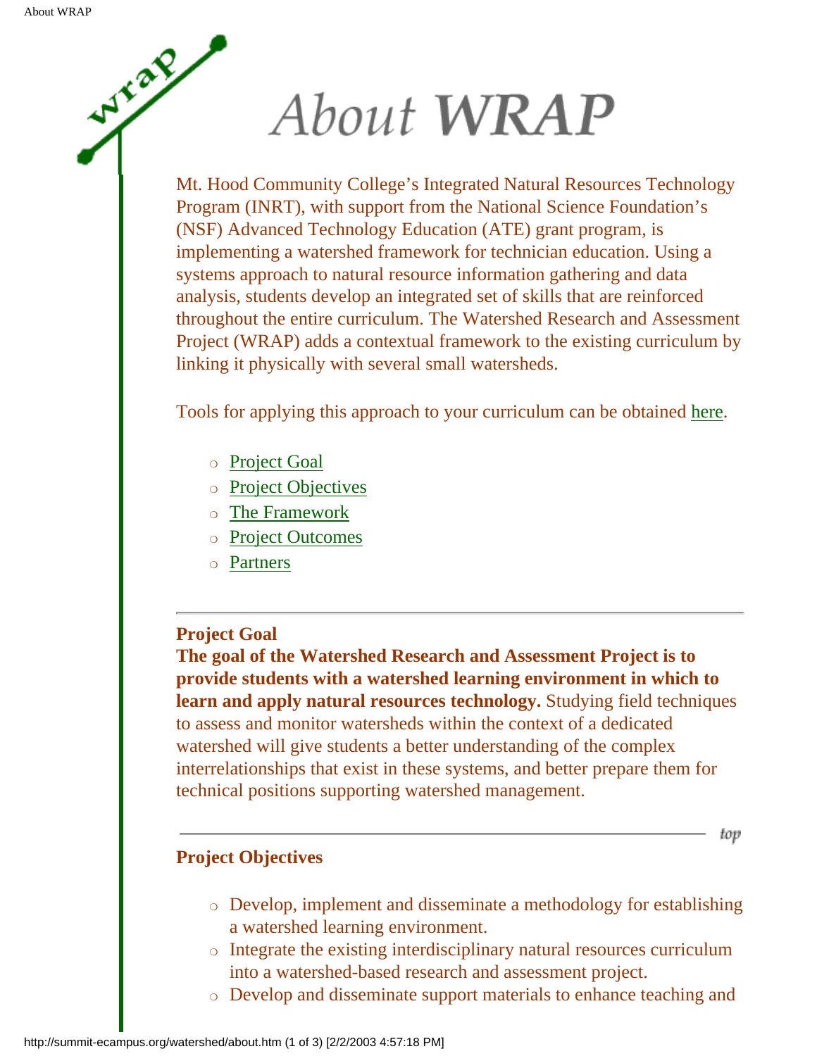# About WRAP

Mt. Hood Community College's Integrated Natural Resources Technology Program (INRT), with support from the National Science Foundation's (NSF) Advanced Technology Education (ATE) grant program, is implementing a watershed framework for technician education. Using a systems approach to natural resource information gathering and data analysis, students develop an integrated set of skills that are reinforced throughout the entire curriculum. The Watershed Research and Assessment Project (WRAP) adds a contextual framework to the existing curriculum by linking it physically with several small watersheds.

Tools for applying this approach to your curriculum can be obtained here.

- Project Goal
- Project Objectives
- The Framework
- Project Outcomes
- Partners

---

**Project Goal**

**The goal of the Watershed Research and Assessment Project is to provide students with a watershed learning environment in which to learn and apply natural resources technology.** Studying field techniques to assess and monitor watersheds within the context of a dedicated watershed will give students a better understanding of the complex interrelationships that exist in these systems, and better prepare them for technical positions supporting watershed management.

---

top

**Project Objectives**

- Develop, implement and disseminate a methodology for establishing a watershed learning environment.
- Integrate the existing interdisciplinary natural resources curriculum into a watershed-based research and assessment project.
- Develop and disseminate support materials to enhance teaching and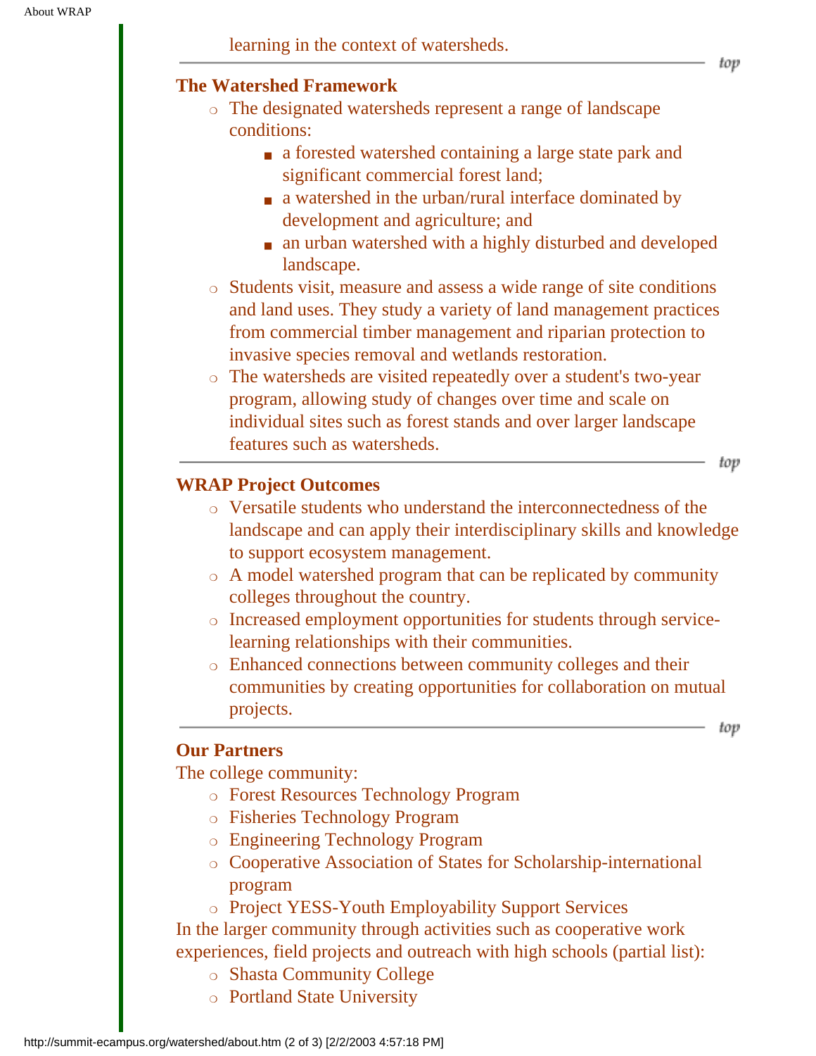learning in the context of watersheds.

---

### The Watershed Framework

- The designated watersheds represent a range of landscape conditions:
  - a forested watershed containing a large state park and significant commercial forest land;
  - a watershed in the urban/rural interface dominated by development and agriculture; and
  - an urban watershed with a highly disturbed and developed landscape.
- Students visit, measure and assess a wide range of site conditions and land uses. They study a variety of land management practices from commercial timber management and riparian protection to invasive species removal and wetlands restoration.
- The watersheds are visited repeatedly over a student's two-year program, allowing study of changes over time and scale on individual sites such as forest stands and over larger landscape features such as watersheds.

---

### WRAP Project Outcomes

- Versatile students who understand the interconnectedness of the landscape and can apply their interdisciplinary skills and knowledge to support ecosystem management.
- A model watershed program that can be replicated by community colleges throughout the country.
- Increased employment opportunities for students through service-learning relationships with their communities.
- Enhanced connections between community colleges and their communities by creating opportunities for collaboration on mutual projects.

---

### Our Partners

The college community:

- Forest Resources Technology Program
- Fisheries Technology Program
- Engineering Technology Program
- Cooperative Association of States for Scholarship-international program
- Project YESS-Youth Employability Support Services

In the larger community through activities such as cooperative work experiences, field projects and outreach with high schools (partial list):

- Shasta Community College
- Portland State University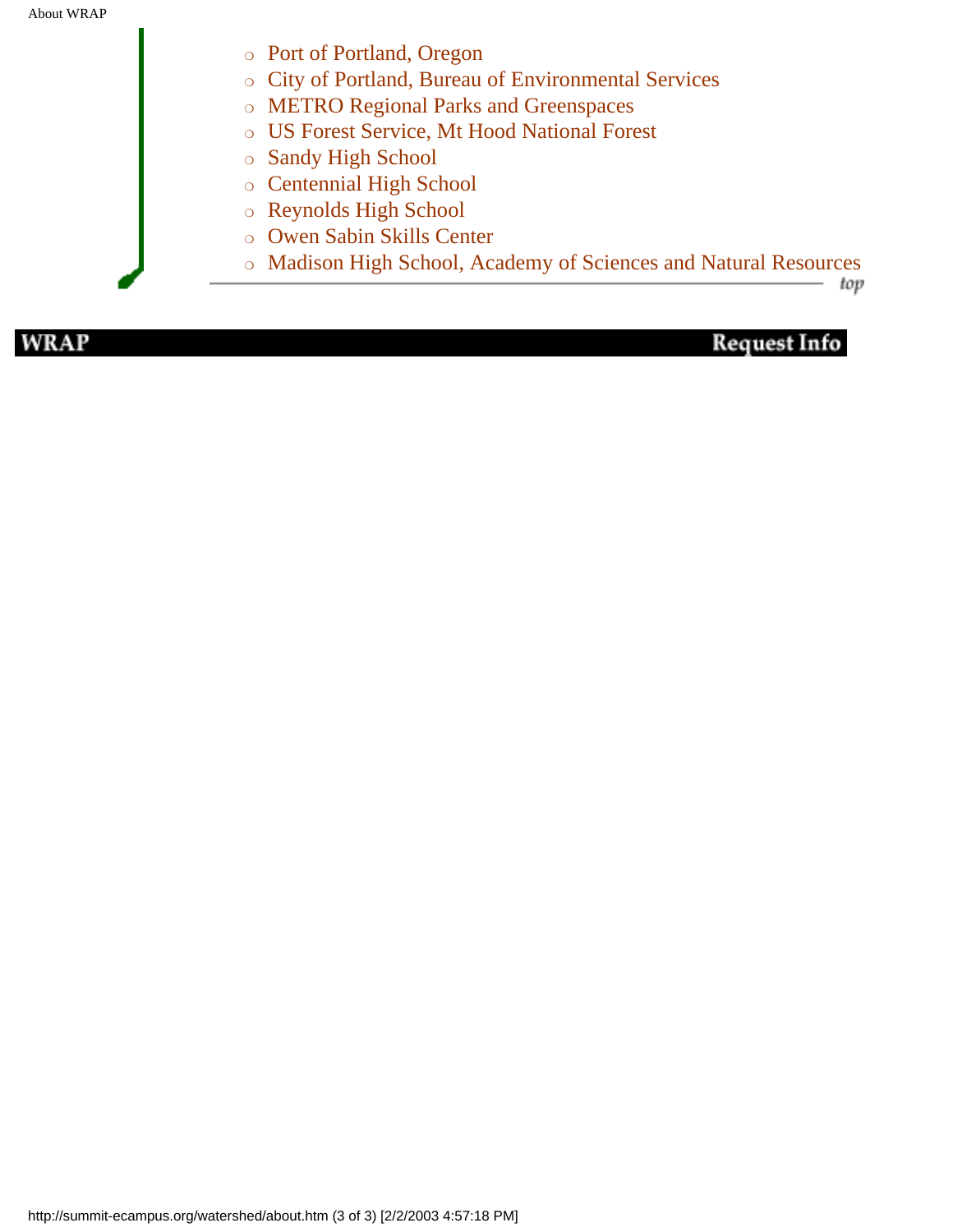- Port of Portland, Oregon
- City of Portland, Bureau of Environmental Services
- METRO Regional Parks and Greenspaces
- US Forest Service, Mt Hood National Forest
- Sandy High School
- Centennial High School
- Reynolds High School
- Owen Sabin Skills Center
- Madison High School, Academy of Sciences and Natural Resources

top

WRAP Request Info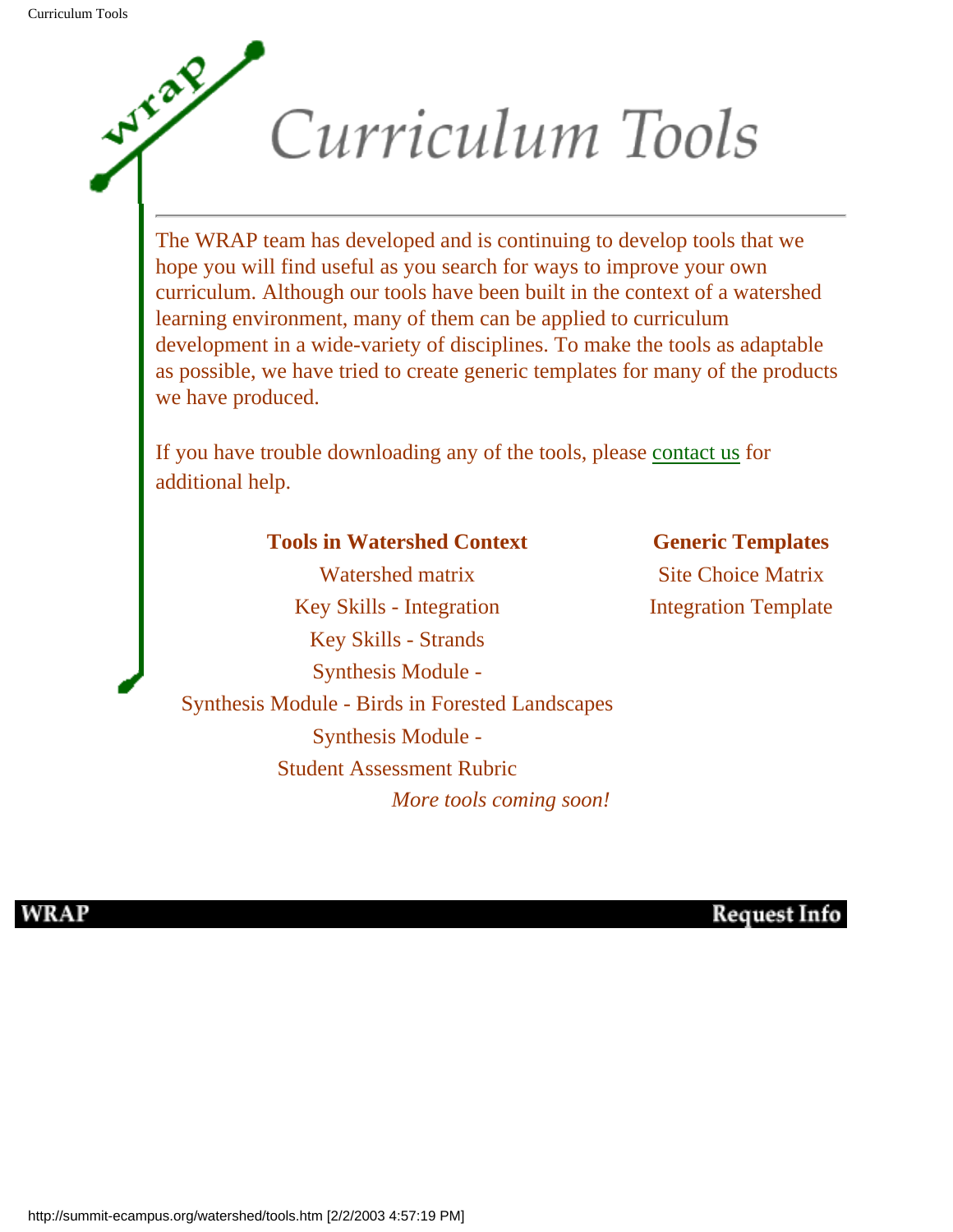# Curriculum Tools

The WRAP team has developed and is continuing to develop tools that we hope you will find useful as you search for ways to improve your own curriculum. Although our tools have been built in the context of a watershed learning environment, many of them can be applied to curriculum development in a wide-variety of disciplines. To make the tools as adaptable as possible, we have tried to create generic templates for many of the products we have produced.

If you have trouble downloading any of the tools, please contact us for additional help.

**Tools in Watershed Context**

- Watershed matrix
- Key Skills - Integration
- Key Skills - Strands
- Synthesis Module -
- Synthesis Module - Birds in Forested Landscapes
- Synthesis Module -
- Student Assessment Rubric

*More tools coming soon!*

**Generic Templates**

- Site Choice Matrix
- Integration Template

WRAP | Request Info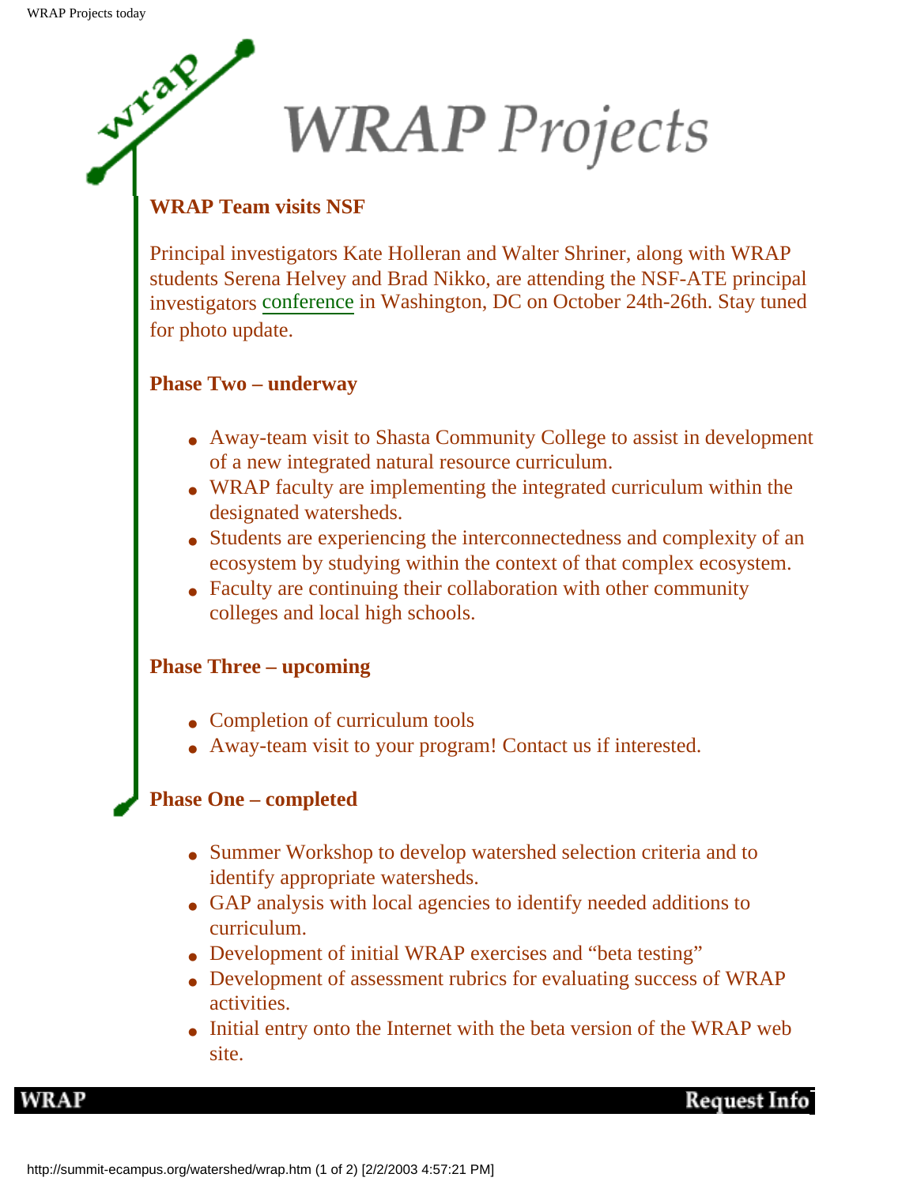# WRAP Projects

## WRAP Team visits NSF

Principal investigators Kate Holleran and Walter Shriner, along with WRAP students Serena Helvey and Brad Nikko, are attending the NSF-ATE principal investigators conference in Washington, DC on October 24th-26th. Stay tuned for photo update.

## Phase Two – underway

- Away-team visit to Shasta Community College to assist in development of a new integrated natural resource curriculum.
- WRAP faculty are implementing the integrated curriculum within the designated watersheds.
- Students are experiencing the interconnectedness and complexity of an ecosystem by studying within the context of that complex ecosystem.
- Faculty are continuing their collaboration with other community colleges and local high schools.

## Phase Three – upcoming

- Completion of curriculum tools
- Away-team visit to your program! Contact us if interested.

## Phase One – completed

- Summer Workshop to develop watershed selection criteria and to identify appropriate watersheds.
- GAP analysis with local agencies to identify needed additions to curriculum.
- Development of initial WRAP exercises and "beta testing"
- Development of assessment rubrics for evaluating success of WRAP activities.
- Initial entry onto the Internet with the beta version of the WRAP web site.

WRAP | Request Info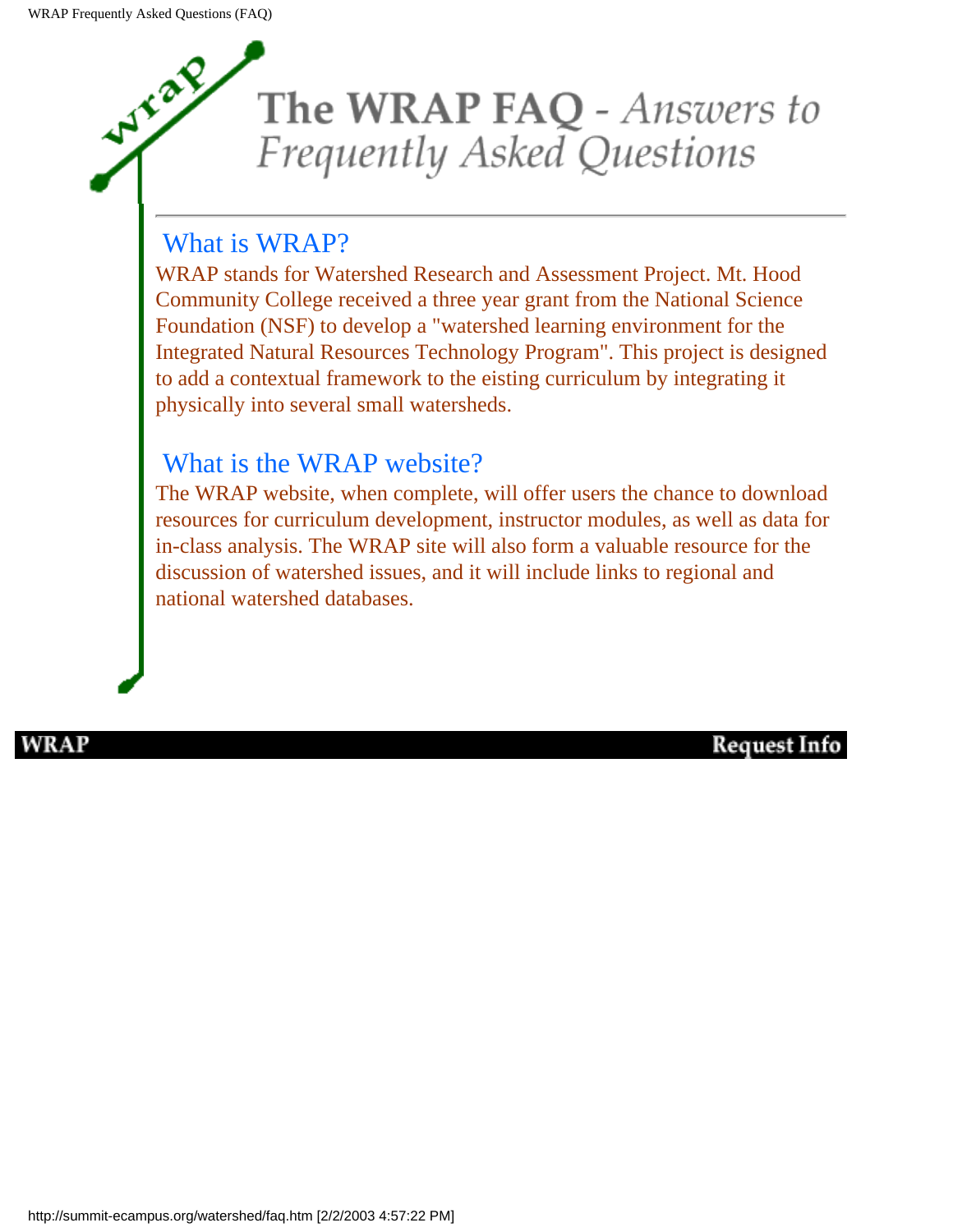# The WRAP FAQ - *Answers to Frequently Asked Questions*

## What is WRAP?

WRAP stands for Watershed Research and Assessment Project. Mt. Hood Community College received a three year grant from the National Science Foundation (NSF) to develop a "watershed learning environment for the Integrated Natural Resources Technology Program". This project is designed to add a contextual framework to the eisting curriculum by integrating it physically into several small watersheds.

## What is the WRAP website?

The WRAP website, when complete, will offer users the chance to download resources for curriculum development, instructor modules, as well as data for in-class analysis. The WRAP site will also form a valuable resource for the discussion of watershed issues, and it will include links to regional and national watershed databases.

**WRAP** **Request Info**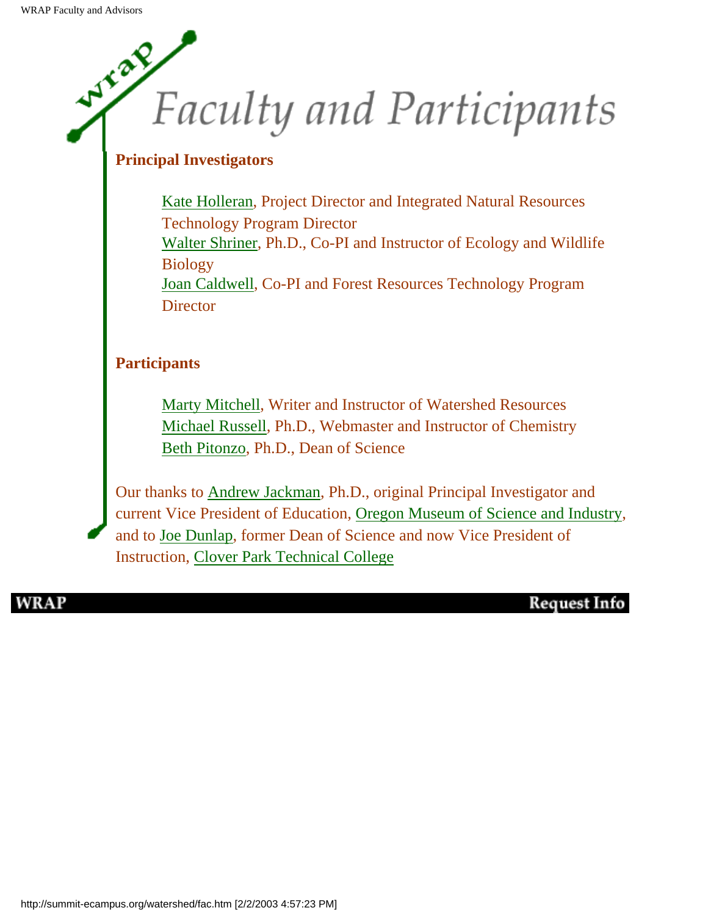# Faculty and Participants

**Principal Investigators**

Kate Holleran, Project Director and Integrated Natural Resources Technology Program Director
Walter Shriner, Ph.D., Co-PI and Instructor of Ecology and Wildlife Biology
Joan Caldwell, Co-PI and Forest Resources Technology Program Director

**Participants**

Marty Mitchell, Writer and Instructor of Watershed Resources
Michael Russell, Ph.D., Webmaster and Instructor of Chemistry
Beth Pitonzo, Ph.D., Dean of Science

Our thanks to Andrew Jackman, Ph.D., original Principal Investigator and current Vice President of Education, Oregon Museum of Science and Industry, and to Joe Dunlap, former Dean of Science and now Vice President of Instruction, Clover Park Technical College

WRAP | Request Info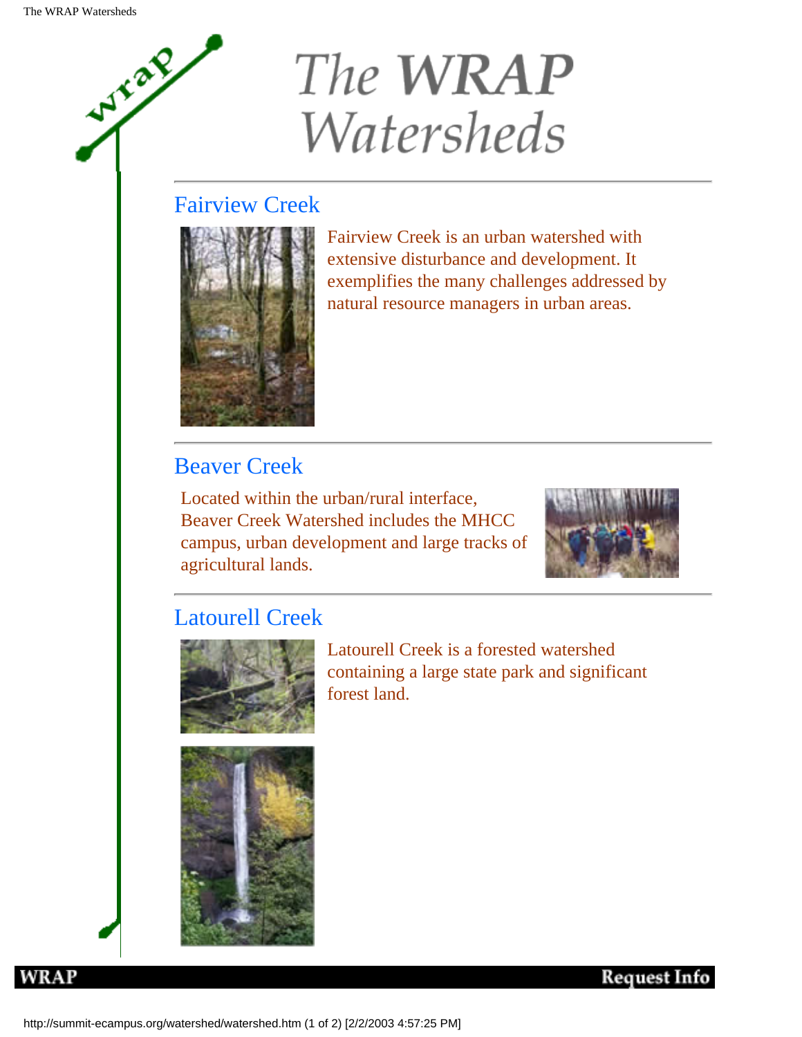# The WRAP Watersheds

---

## Fairview Creek

Fairview Creek is an urban watershed with extensive disturbance and development. It exemplifies the many challenges addressed by natural resource managers in urban areas.

---

## Beaver Creek

Located within the urban/rural interface, Beaver Creek Watershed includes the MHCC campus, urban development and large tracks of agricultural lands.

---

## Latourell Creek

Latourell Creek is a forested watershed containing a large state park and significant forest land.

**WRAP** **Request Info**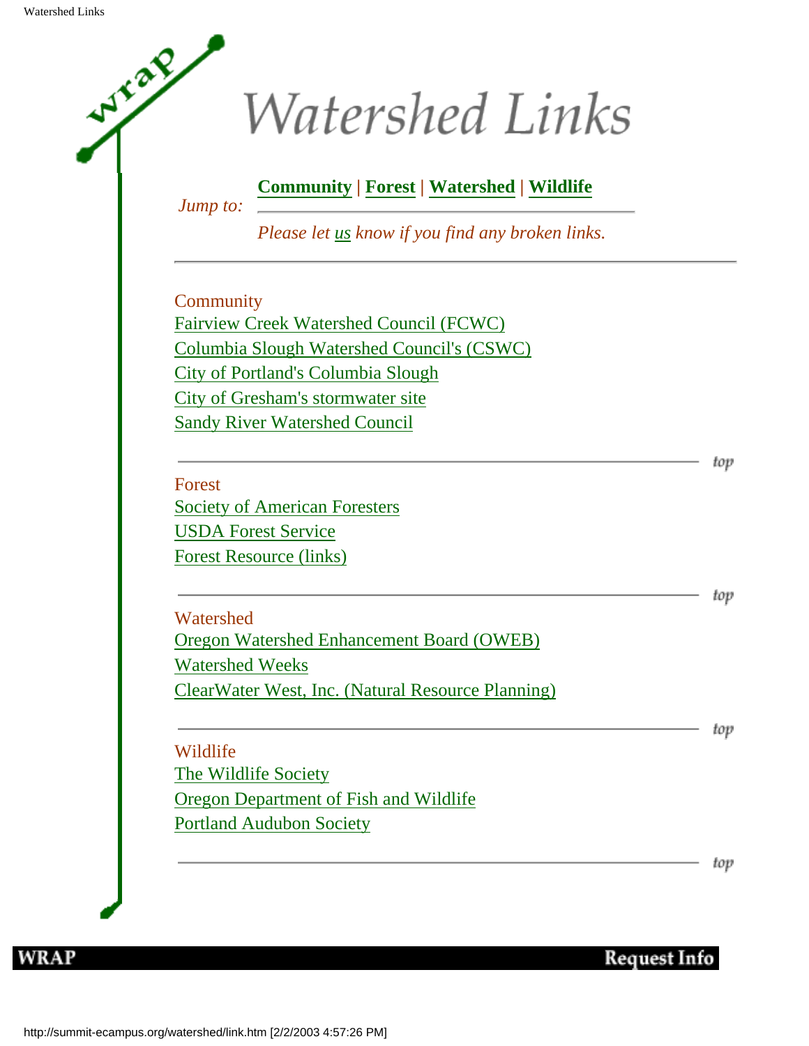# Watershed Links

*Jump to:* **Community | Forest | Watershed | Wildlife**

*Please let us know if you find any broken links.*

---

Community

Fairview Creek Watershed Council (FCWC)
Columbia Slough Watershed Council's (CSWC)
City of Portland's Columbia Slough
City of Gresham's stormwater site
Sandy River Watershed Council

top

Forest

Society of American Foresters
USDA Forest Service
Forest Resource (links)

top

Watershed

Oregon Watershed Enhancement Board (OWEB)
Watershed Weeks
ClearWater West, Inc. (Natural Resource Planning)

top

Wildlife

The Wildlife Society
Oregon Department of Fish and Wildlife
Portland Audubon Society

top

**WRAP** **Request Info**